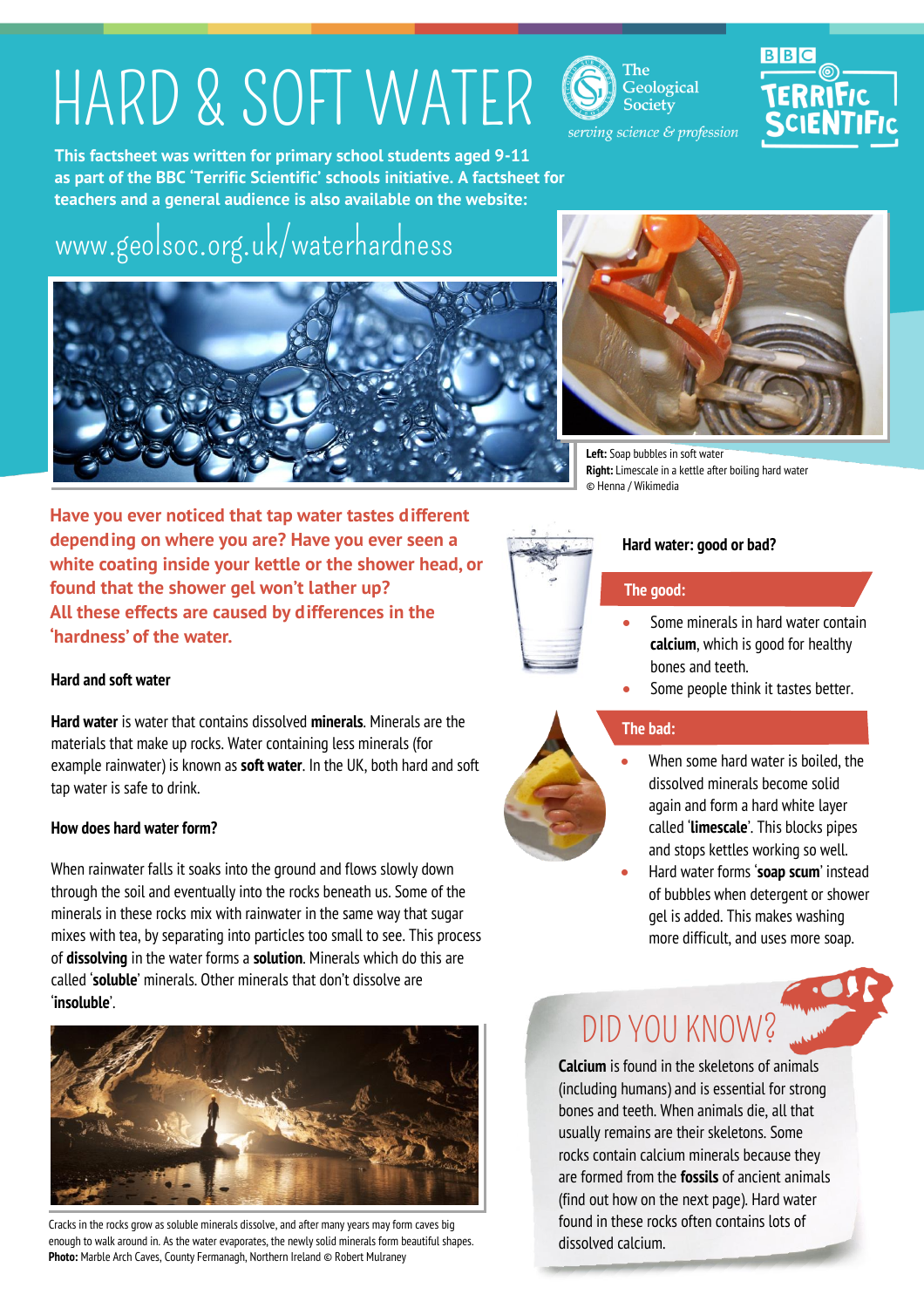# HARD & SOFT WATER

The Geological Society
*serving science & profession*

BBC TERRIFIC SCIENTIFIC

**This factsheet was written for primary school students aged 9-11 as part of the BBC 'Terrific Scientific' schools initiative. A factsheet for teachers and a general audience is also available on the website:**

www.geolsoc.org.uk/waterhardness

**Left:** Soap bubbles in soft water
**Right:** Limescale in a kettle after boiling hard water
© Henna / Wikimedia

**Have you ever noticed that tap water tastes different depending on where you are? Have you ever seen a white coating inside your kettle or the shower head, or found that the shower gel won't lather up?**
**All these effects are caused by differences in the 'hardness' of the water.**

### Hard and soft water

**Hard water** is water that contains dissolved **minerals**. Minerals are the materials that make up rocks. Water containing less minerals (for example rainwater) is known as **soft water**. In the UK, both hard and soft tap water is safe to drink.

### How does hard water form?

When rainwater falls it soaks into the ground and flows slowly down through the soil and eventually into the rocks beneath us. Some of the minerals in these rocks mix with rainwater in the same way that sugar mixes with tea, by separating into particles too small to see. This process of **dissolving** in the water forms a **solution**. Minerals which do this are called '**soluble**' minerals. Other minerals that don't dissolve are '**insoluble**'.

Cracks in the rocks grow as soluble minerals dissolve, and after many years may form caves big enough to walk around in. As the water evaporates, the newly solid minerals form beautiful shapes.
**Photo:** Marble Arch Caves, County Fermanagh, Northern Ireland © Robert Mulraney

### Hard water: good or bad?

#### The good:

- Some minerals in hard water contain **calcium**, which is good for healthy bones and teeth.
- Some people think it tastes better.

#### The bad:

- When some hard water is boiled, the dissolved minerals become solid again and form a hard white layer called '**limescale**'. This blocks pipes and stops kettles working so well.
- Hard water forms '**soap scum**' instead of bubbles when detergent or shower gel is added. This makes washing more difficult, and uses more soap.

## DID YOU KNOW?

**Calcium** is found in the skeletons of animals (including humans) and is essential for strong bones and teeth. When animals die, all that usually remains are their skeletons. Some rocks contain calcium minerals because they are formed from the **fossils** of ancient animals (find out how on the next page). Hard water found in these rocks often contains lots of dissolved calcium.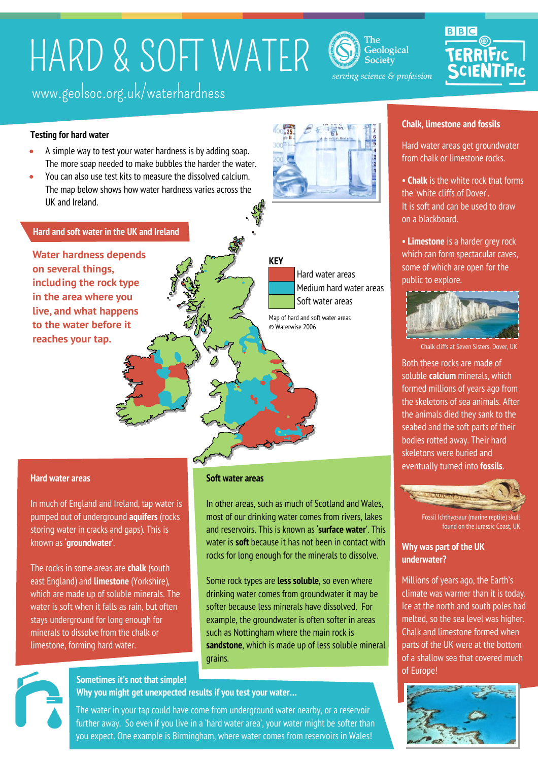# HARD & SOFT WATER

www.geolsoc.org.uk/waterhardness

The Geological Society
*serving science & profession*

BBC TERRIFIC SCIENTIFIC

### Testing for hard water

- A simple way to test your water hardness is by adding soap. The more soap needed to make bubbles the harder the water.
- You can also use test kits to measure the dissolved calcium. The map below shows how water hardness varies across the UK and Ireland.

## Hard and soft water in the UK and Ireland

**Water hardness depends on several things, including the rock type in the area where you live, and what happens to the water before it reaches your tap.**

**KEY**

Hard water areas
Medium hard water areas
Soft water areas

Map of hard and soft water areas
© Waterwise 2006

### Hard water areas

In much of England and Ireland, tap water is pumped out of underground **aquifers** (rocks storing water in cracks and gaps). This is known as '**groundwater**'.

The rocks in some areas are **chalk** (south east England) and **limestone** (Yorkshire), which are made up of soluble minerals. The water is soft when it falls as rain, but often stays underground for long enough for minerals to dissolve from the chalk or limestone, forming hard water.

### Soft water areas

In other areas, such as much of Scotland and Wales, most of our drinking water comes from rivers, lakes and reservoirs. This is known as '**surface water**'. This water is **soft** because it has not been in contact with rocks for long enough for the minerals to dissolve.

Some rock types are **less soluble**, so even where drinking water comes from groundwater it may be softer because less minerals have dissolved. For example, the groundwater is often softer in areas such as Nottingham where the main rock is **sandstone**, which is made up of less soluble mineral grains.

### Sometimes it's not that simple!
### Why you might get unexpected results if you test your water...

The water in your tap could have come from underground water nearby, or a reservoir further away. So even if you live in a 'hard water area', your water might be softer than you expect. One example is Birmingham, where water comes from reservoirs in Wales!

### Chalk, limestone and fossils

Hard water areas get groundwater from chalk or limestone rocks.

- **Chalk** is the white rock that forms the 'white cliffs of Dover'. It is soft and can be used to draw on a blackboard.

- **Limestone** is a harder grey rock which can form spectacular caves, some of which are open for the public to explore.

Chalk cliffs at Seven Sisters, Dover, UK

Both these rocks are made of soluble **calcium** minerals, which formed millions of years ago from the skeletons of sea animals. After the animals died they sank to the seabed and the soft parts of their bodies rotted away. Their hard skeletons were buried and eventually turned into **fossils**.

Fossil Ichthyosaur (marine reptile) skull found on the Jurassic Coast, UK

### Why was part of the UK underwater?

Millions of years ago, the Earth's climate was warmer than it is today. Ice at the north and south poles had melted, so the sea level was higher. Chalk and limestone formed when parts of the UK were at the bottom of a shallow sea that covered much of Europe!